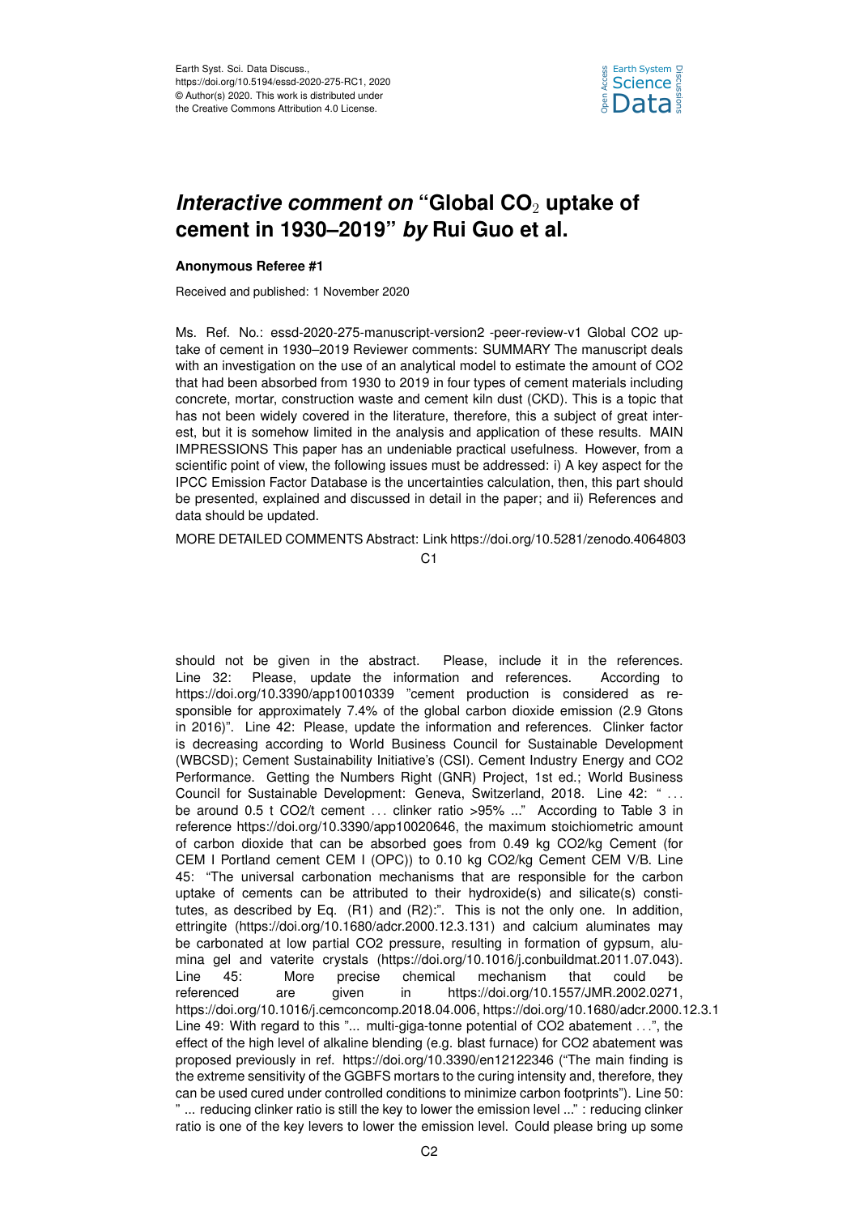# *Interactive comment on* "Global $CO_2$ uptake of cement in 1930–2019" *by* Rui Guo et al.

**Anonymous Referee #1**

Received and published: 1 November 2020

Ms. Ref. No.: essd-2020-275-manuscript-version2 -peer-review-v1 Global CO2 uptake of cement in 1930–2019 Reviewer comments: SUMMARY The manuscript deals with an investigation on the use of an analytical model to estimate the amount of CO2 that had been absorbed from 1930 to 2019 in four types of cement materials including concrete, mortar, construction waste and cement kiln dust (CKD). This is a topic that has not been widely covered in the literature, therefore, this a subject of great interest, but it is somehow limited in the analysis and application of these results. MAIN IMPRESSIONS This paper has an undeniable practical usefulness. However, from a scientific point of view, the following issues must be addressed: i) A key aspect for the IPCC Emission Factor Database is the uncertainties calculation, then, this part should be presented, explained and discussed in detail in the paper; and ii) References and data should be updated.

MORE DETAILED COMMENTS Abstract: Link https://doi.org/10.5281/zenodo.4064803 should not be given in the abstract. Please, include it in the references. Line 32: Please, update the information and references. According to https://doi.org/10.3390/app10010339 "cement production is considered as responsible for approximately 7.4% of the global carbon dioxide emission (2.9 Gtons in 2016)". Line 42: Please, update the information and references. Clinker factor is decreasing according to World Business Council for Sustainable Development (WBCSD); Cement Sustainability Initiative's (CSI). Cement Industry Energy and CO2 Performance. Getting the Numbers Right (GNR) Project, 1st ed.; World Business Council for Sustainable Development: Geneva, Switzerland, 2018. Line 42: " … be around 0.5 t CO2/t cement … clinker ratio >95% ..." According to Table 3 in reference https://doi.org/10.3390/app10020646, the maximum stoichiometric amount of carbon dioxide that can be absorbed goes from 0.49 kg CO2/kg Cement (for CEM I Portland cement CEM I (OPC)) to 0.10 kg CO2/kg Cement CEM V/B. Line 45: "The universal carbonation mechanisms that are responsible for the carbon uptake of cements can be attributed to their hydroxide(s) and silicate(s) constitutes, as described by Eq. (R1) and (R2):". This is not the only one. In addition, ettringite (https://doi.org/10.1680/adcr.2000.12.3.131) and calcium aluminates may be carbonated at low partial CO2 pressure, resulting in formation of gypsum, alumina gel and vaterite crystals (https://doi.org/10.1016/j.conbuildmat.2011.07.043). Line 45: More precise chemical mechanism that could be referenced are given in https://doi.org/10.1557/JMR.2002.0271, https://doi.org/10.1016/j.cemconcomp.2018.04.006, https://doi.org/10.1680/adcr.2000.12.3.1 Line 49: With regard to this "... multi-giga-tonne potential of CO2 abatement …", the effect of the high level of alkaline blending (e.g. blast furnace) for CO2 abatement was proposed previously in ref. https://doi.org/10.3390/en12122346 ("The main finding is the extreme sensitivity of the GGBFS mortars to the curing intensity and, therefore, they can be used cured under controlled conditions to minimize carbon footprints"). Line 50: " ... reducing clinker ratio is still the key to lower the emission level ..." : reducing clinker ratio is one of the key levers to lower the emission level. Could please bring up some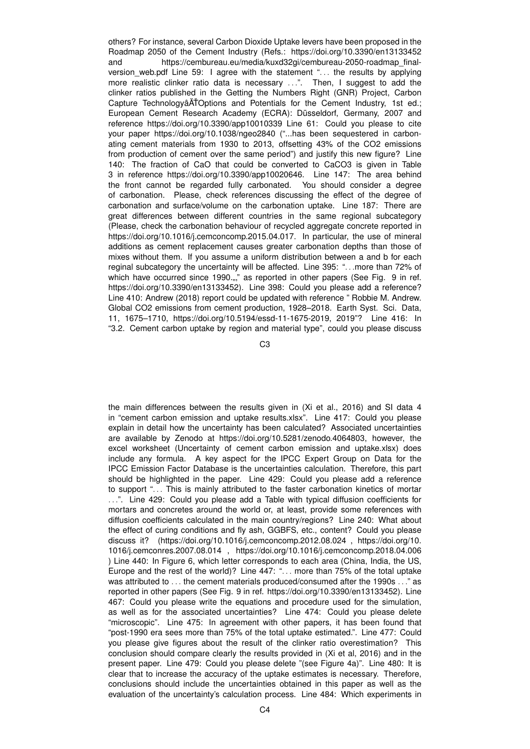others? For instance, several Carbon Dioxide Uptake levers have been proposed in the Roadmap 2050 of the Cement Industry (Refs.: https://doi.org/10.3390/en13133452 and https://cembureau.eu/media/kuxd32gi/cembureau-2050-roadmap_final-version_web.pdf Line 59: I agree with the statement "... the results by applying more realistic clinker ratio data is necessary ...". Then, I suggest to add the clinker ratios published in the Getting the Numbers Right (GNR) Project, Carbon Capture TechnologyâĂŤOptions and Potentials for the Cement Industry, 1st ed.; European Cement Research Academy (ECRA): Düsseldorf, Germany, 2007 and reference https://doi.org/10.3390/app10010339 Line 61: Could you please to cite your paper https://doi.org/10.1038/ngeo2840 ("...has been sequestered in carbonating cement materials from 1930 to 2013, offsetting 43% of the $CO_2$ emissions from production of cement over the same period") and justify this new figure? Line 140: The fraction of CaO that could be converted to $CaCO_3$ is given in Table 3 in reference https://doi.org/10.3390/app10020646. Line 147: The area behind the front cannot be regarded fully carbonated. You should consider a degree of carbonation. Please, check references discussing the effect of the degree of carbonation and surface/volume on the carbonation uptake. Line 187: There are great differences between different countries in the same regional subcategory (Please, check the carbonation behaviour of recycled aggregate concrete reported in https://doi.org/10.1016/j.cemconcomp.2015.04.017. In particular, the use of mineral additions as cement replacement causes greater carbonation depths than those of mixes without them. If you assume a uniform distribution between a and b for each reginal subcategory the uncertainty will be affected. Line 395: "...more than 72% of which have occurred since 1990.„," as reported in other papers (See Fig. 9 in ref. https://doi.org/10.3390/en13133452). Line 398: Could you please add a reference? Line 410: Andrew (2018) report could be updated with reference " Robbie M. Andrew. Global $CO_2$ emissions from cement production, 1928–2018. Earth Syst. Sci. Data, 11, 1675–1710, https://doi.org/10.5194/essd-11-1675-2019, 2019"? Line 416: In "3.2. Cement carbon uptake by region and material type", could you please discuss the main differences between the results given in (Xi et al., 2016) and SI data 4 in "cement carbon emission and uptake results.xlsx". Line 417: Could you please explain in detail how the uncertainty has been calculated? Associated uncertainties are available by Zenodo at https://doi.org/10.5281/zenodo.4064803, however, the excel worksheet (Uncertainty of cement carbon emission and uptake.xlsx) does include any formula. A key aspect for the IPCC Expert Group on Data for the IPCC Emission Factor Database is the uncertainties calculation. Therefore, this part should be highlighted in the paper. Line 429: Could you please add a reference to support "... This is mainly attributed to the faster carbonation kinetics of mortar ...". Line 429: Could you please add a Table with typical diffusion coefficients for mortars and concretes around the world or, at least, provide some references with diffusion coefficients calculated in the main country/regions? Line 240: What about the effect of curing conditions and fly ash, GGBFS, etc., content? Could you please discuss it? (https://doi.org/10.1016/j.cemconcomp.2012.08.024 , https://doi.org/10.1016/j.cemconres.2007.08.014 , https://doi.org/10.1016/j.cemconcomp.2018.04.006 ) Line 440: In Figure 6, which letter corresponds to each area (China, India, the US, Europe and the rest of the world)? Line 447: "... more than 75% of the total uptake was attributed to ... the cement materials produced/consumed after the 1990s ..." as reported in other papers (See Fig. 9 in ref. https://doi.org/10.3390/en13133452). Line 467: Could you please write the equations and procedure used for the simulation, as well as for the associated uncertainties? Line 474: Could you please delete "microscopic". Line 475: In agreement with other papers, it has been found that "post-1990 era sees more than 75% of the total uptake estimated.". Line 477: Could you please give figures about the result of the clinker ratio overestimation? This conclusion should compare clearly the results provided in (Xi et al, 2016) and in the present paper. Line 479: Could you please delete "(see Figure 4a)". Line 480: It is clear that to increase the accuracy of the uptake estimates is necessary. Therefore, conclusions should include the uncertainties obtained in this paper as well as the evaluation of the uncertainty's calculation process. Line 484: Which experiments in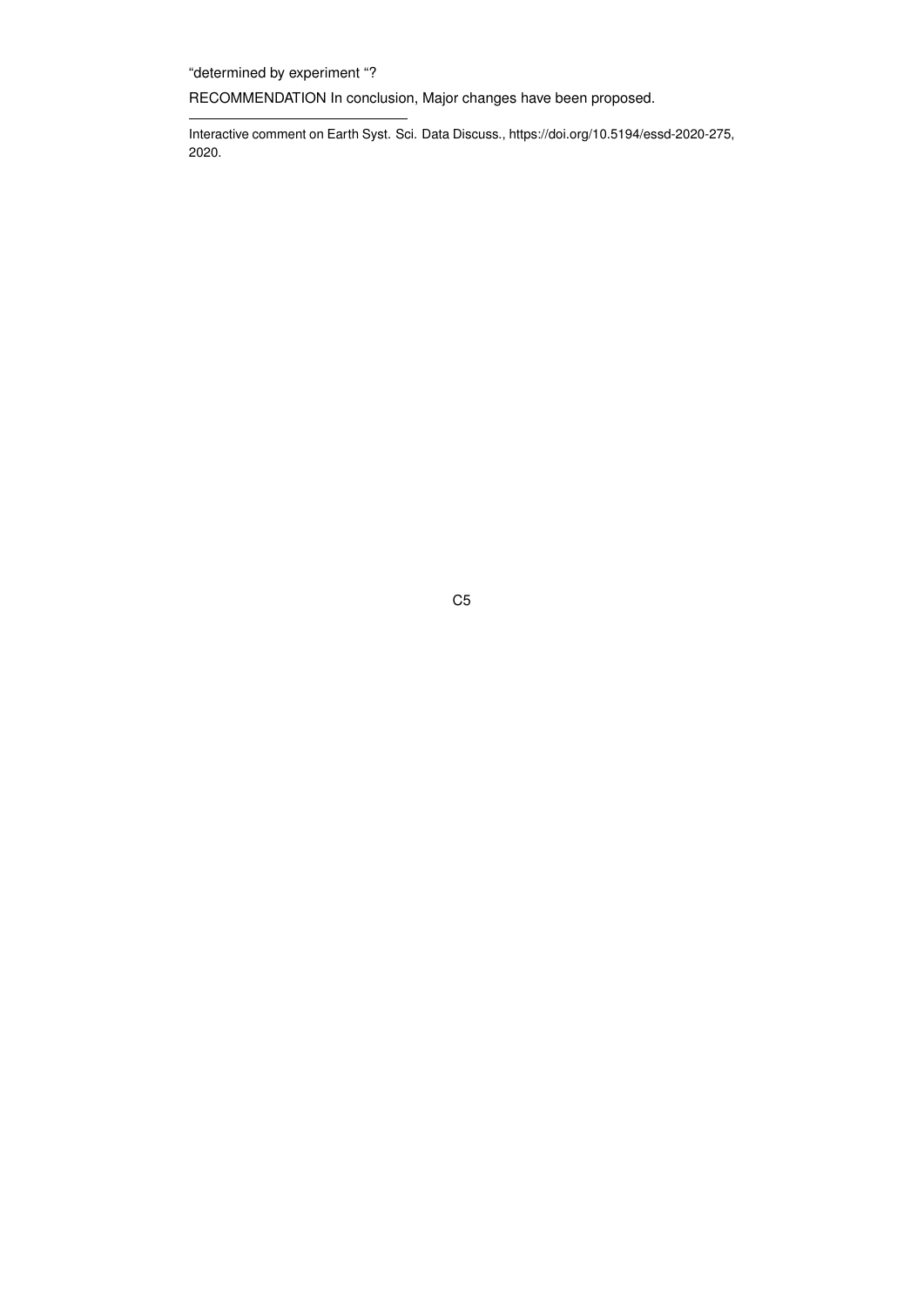“determined by experiment “?

RECOMMENDATION In conclusion, Major changes have been proposed.

---

Interactive comment on Earth Syst. Sci. Data Discuss., https://doi.org/10.5194/essd-2020-275, 2020.